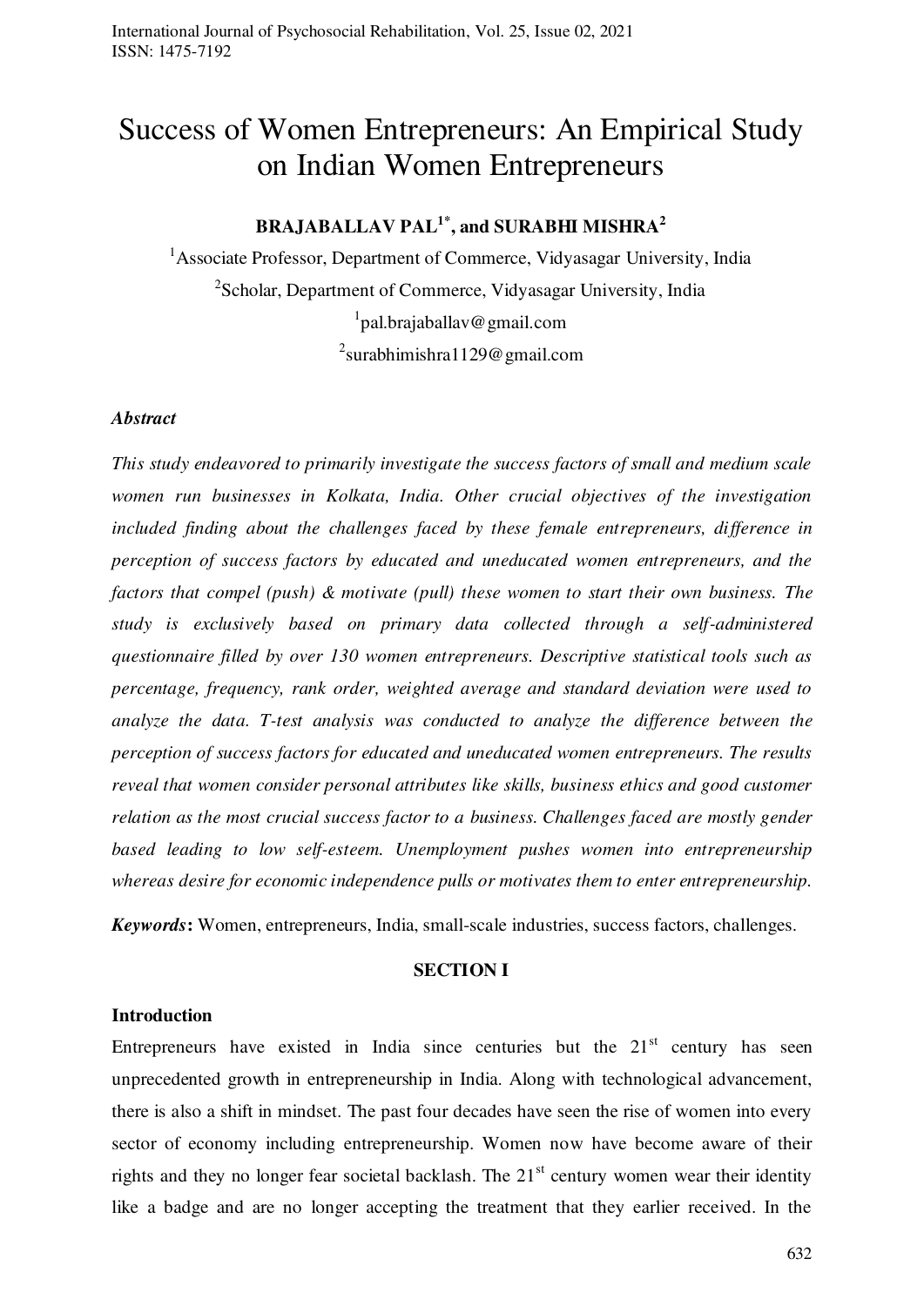# Success of Women Entrepreneurs: An Empirical Study on Indian Women Entrepreneurs

**BRAJABALLAV PAL[1*], and SURABHI MISHRA[2]**

[1]Associate Professor, Department of Commerce, Vidyasagar University, India

[2]Scholar, Department of Commerce, Vidyasagar University, India

[1]pal.brajaballav@gmail.com

[2]surabhimishra1129@gmail.com

***Abstract***

*This study endeavored to primarily investigate the success factors of small and medium scale women run businesses in Kolkata, India. Other crucial objectives of the investigation included finding about the challenges faced by these female entrepreneurs, difference in perception of success factors by educated and uneducated women entrepreneurs, and the factors that compel (push) & motivate (pull) these women to start their own business. The study is exclusively based on primary data collected through a self-administered questionnaire filled by over 130 women entrepreneurs. Descriptive statistical tools such as percentage, frequency, rank order, weighted average and standard deviation were used to analyze the data. T-test analysis was conducted to analyze the difference between the perception of success factors for educated and uneducated women entrepreneurs. The results reveal that women consider personal attributes like skills, business ethics and good customer relation as the most crucial success factor to a business. Challenges faced are mostly gender based leading to low self-esteem. Unemployment pushes women into entrepreneurship whereas desire for economic independence pulls or motivates them to enter entrepreneurship.*

***Keywords*:** Women, entrepreneurs, India, small-scale industries, success factors, challenges.

## SECTION I

### Introduction

Entrepreneurs have existed in India since centuries but the 21st century has seen unprecedented growth in entrepreneurship in India. Along with technological advancement, there is also a shift in mindset. The past four decades have seen the rise of women into every sector of economy including entrepreneurship. Women now have become aware of their rights and they no longer fear societal backlash. The 21st century women wear their identity like a badge and are no longer accepting the treatment that they earlier received. In the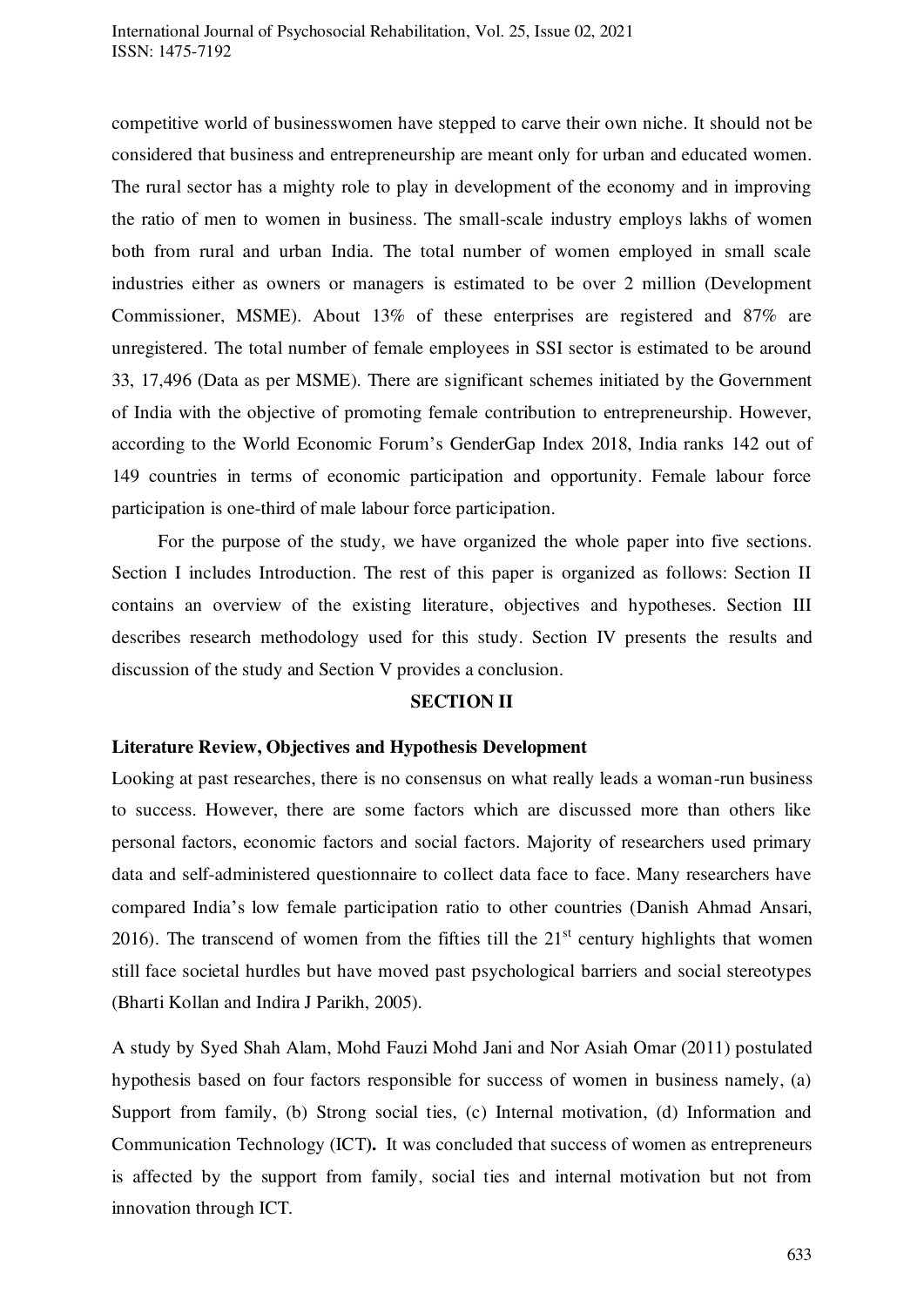competitive world of businesswomen have stepped to carve their own niche. It should not be considered that business and entrepreneurship are meant only for urban and educated women. The rural sector has a mighty role to play in development of the economy and in improving the ratio of men to women in business. The small-scale industry employs lakhs of women both from rural and urban India. The total number of women employed in small scale industries either as owners or managers is estimated to be over 2 million (Development Commissioner, MSME). About 13% of these enterprises are registered and 87% are unregistered. The total number of female employees in SSI sector is estimated to be around 33, 17,496 (Data as per MSME). There are significant schemes initiated by the Government of India with the objective of promoting female contribution to entrepreneurship. However, according to the World Economic Forum's GenderGap Index 2018, India ranks 142 out of 149 countries in terms of economic participation and opportunity. Female labour force participation is one-third of male labour force participation.

For the purpose of the study, we have organized the whole paper into five sections. Section I includes Introduction. The rest of this paper is organized as follows: Section II contains an overview of the existing literature, objectives and hypotheses. Section III describes research methodology used for this study. Section IV presents the results and discussion of the study and Section V provides a conclusion.

## SECTION II

### Literature Review, Objectives and Hypothesis Development

Looking at past researches, there is no consensus on what really leads a woman-run business to success. However, there are some factors which are discussed more than others like personal factors, economic factors and social factors. Majority of researchers used primary data and self-administered questionnaire to collect data face to face. Many researchers have compared India's low female participation ratio to other countries (Danish Ahmad Ansari, 2016). The transcend of women from the fifties till the 21st century highlights that women still face societal hurdles but have moved past psychological barriers and social stereotypes (Bharti Kollan and Indira J Parikh, 2005).

A study by Syed Shah Alam, Mohd Fauzi Mohd Jani and Nor Asiah Omar (2011) postulated hypothesis based on four factors responsible for success of women in business namely, (a) Support from family, (b) Strong social ties, (c) Internal motivation, (d) Information and Communication Technology (ICT**).** It was concluded that success of women as entrepreneurs is affected by the support from family, social ties and internal motivation but not from innovation through ICT.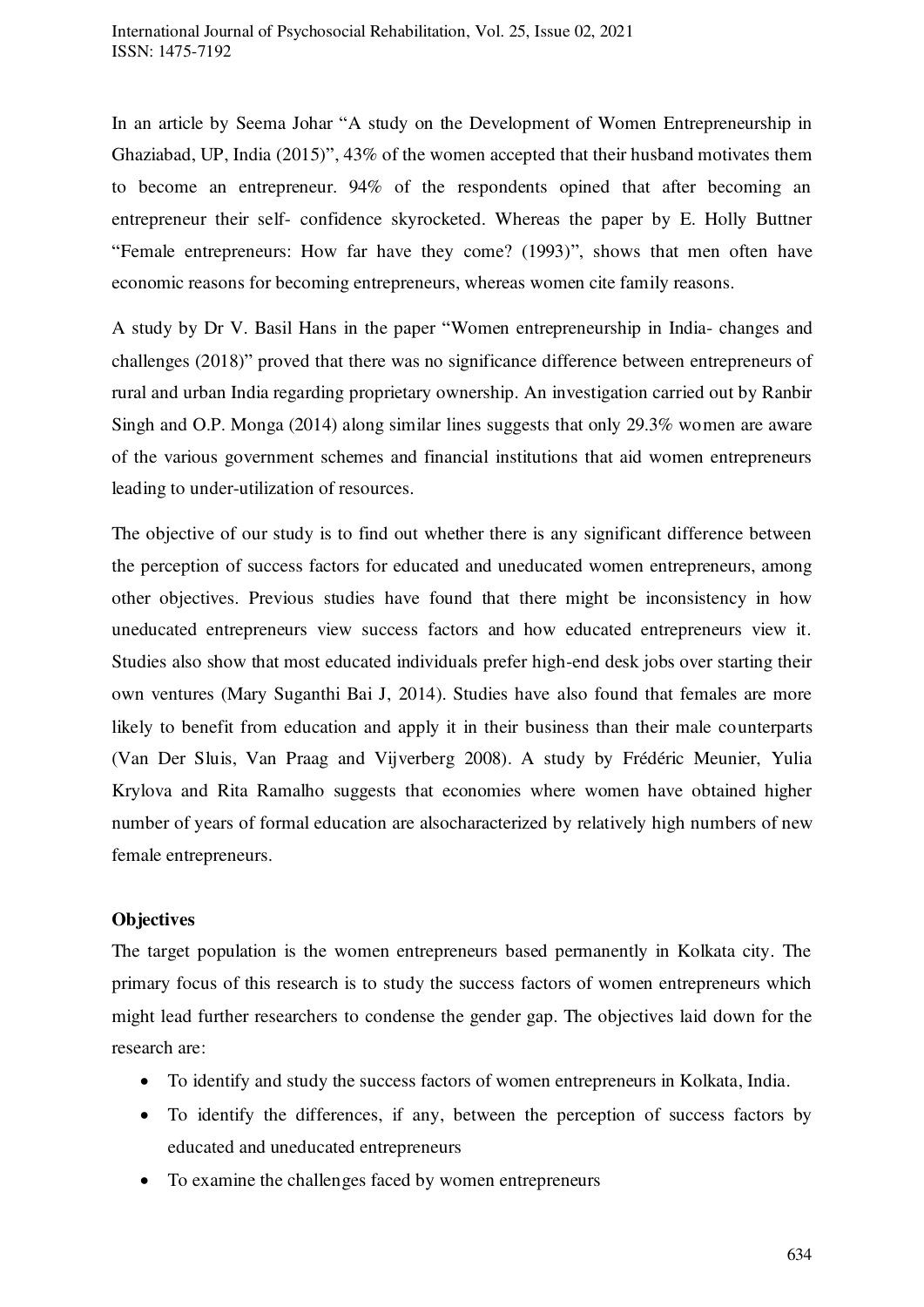In an article by Seema Johar "A study on the Development of Women Entrepreneurship in Ghaziabad, UP, India (2015)", 43% of the women accepted that their husband motivates them to become an entrepreneur. 94% of the respondents opined that after becoming an entrepreneur their self- confidence skyrocketed. Whereas the paper by E. Holly Buttner "Female entrepreneurs: How far have they come? (1993)", shows that men often have economic reasons for becoming entrepreneurs, whereas women cite family reasons.

A study by Dr V. Basil Hans in the paper "Women entrepreneurship in India- changes and challenges (2018)" proved that there was no significance difference between entrepreneurs of rural and urban India regarding proprietary ownership. An investigation carried out by Ranbir Singh and O.P. Monga (2014) along similar lines suggests that only 29.3% women are aware of the various government schemes and financial institutions that aid women entrepreneurs leading to under-utilization of resources.

The objective of our study is to find out whether there is any significant difference between the perception of success factors for educated and uneducated women entrepreneurs, among other objectives. Previous studies have found that there might be inconsistency in how uneducated entrepreneurs view success factors and how educated entrepreneurs view it. Studies also show that most educated individuals prefer high-end desk jobs over starting their own ventures (Mary Suganthi Bai J, 2014). Studies have also found that females are more likely to benefit from education and apply it in their business than their male counterparts (Van Der Sluis, Van Praag and Vijverberg 2008). A study by Frédéric Meunier, Yulia Krylova and Rita Ramalho suggests that economies where women have obtained higher number of years of formal education are alsocharacterized by relatively high numbers of new female entrepreneurs.

**Objectives**

The target population is the women entrepreneurs based permanently in Kolkata city. The primary focus of this research is to study the success factors of women entrepreneurs which might lead further researchers to condense the gender gap. The objectives laid down for the research are:

- To identify and study the success factors of women entrepreneurs in Kolkata, India.
- To identify the differences, if any, between the perception of success factors by educated and uneducated entrepreneurs
- To examine the challenges faced by women entrepreneurs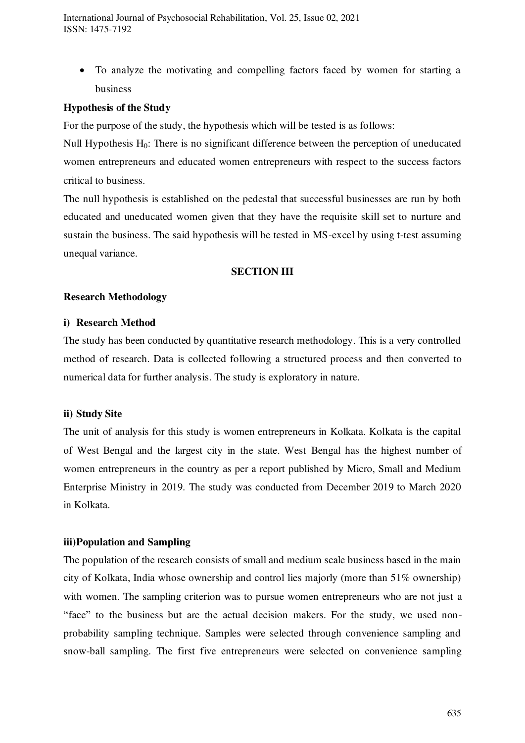- To analyze the motivating and compelling factors faced by women for starting a business

**Hypothesis of the Study**

For the purpose of the study, the hypothesis which will be tested is as follows:

Null Hypothesis $H_0$: There is no significant difference between the perception of uneducated women entrepreneurs and educated women entrepreneurs with respect to the success factors critical to business.

The null hypothesis is established on the pedestal that successful businesses are run by both educated and uneducated women given that they have the requisite skill set to nurture and sustain the business. The said hypothesis will be tested in MS-excel by using t-test assuming unequal variance.

## SECTION III

### Research Methodology

#### i) Research Method

The study has been conducted by quantitative research methodology. This is a very controlled method of research. Data is collected following a structured process and then converted to numerical data for further analysis. The study is exploratory in nature.

#### ii) Study Site

The unit of analysis for this study is women entrepreneurs in Kolkata. Kolkata is the capital of West Bengal and the largest city in the state. West Bengal has the highest number of women entrepreneurs in the country as per a report published by Micro, Small and Medium Enterprise Ministry in 2019. The study was conducted from December 2019 to March 2020 in Kolkata.

#### iii) Population and Sampling

The population of the research consists of small and medium scale business based in the main city of Kolkata, India whose ownership and control lies majorly (more than 51% ownership) with women. The sampling criterion was to pursue women entrepreneurs who are not just a "face" to the business but are the actual decision makers. For the study, we used non-probability sampling technique. Samples were selected through convenience sampling and snow-ball sampling. The first five entrepreneurs were selected on convenience sampling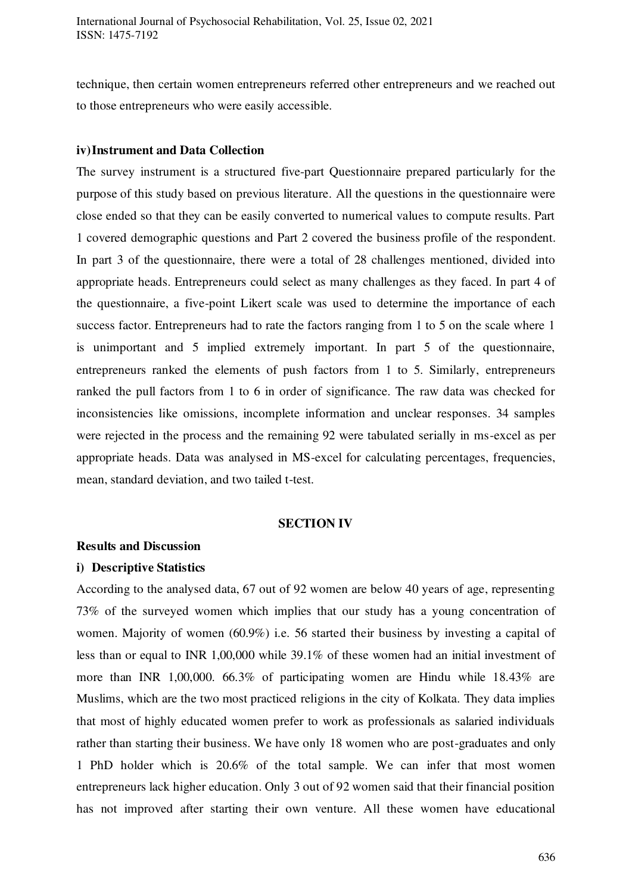technique, then certain women entrepreneurs referred other entrepreneurs and we reached out to those entrepreneurs who were easily accessible.

### iv) Instrument and Data Collection

The survey instrument is a structured five-part Questionnaire prepared particularly for the purpose of this study based on previous literature. All the questions in the questionnaire were close ended so that they can be easily converted to numerical values to compute results. Part 1 covered demographic questions and Part 2 covered the business profile of the respondent. In part 3 of the questionnaire, there were a total of 28 challenges mentioned, divided into appropriate heads. Entrepreneurs could select as many challenges as they faced. In part 4 of the questionnaire, a five-point Likert scale was used to determine the importance of each success factor. Entrepreneurs had to rate the factors ranging from 1 to 5 on the scale where 1 is unimportant and 5 implied extremely important. In part 5 of the questionnaire, entrepreneurs ranked the elements of push factors from 1 to 5. Similarly, entrepreneurs ranked the pull factors from 1 to 6 in order of significance. The raw data was checked for inconsistencies like omissions, incomplete information and unclear responses. 34 samples were rejected in the process and the remaining 92 were tabulated serially in ms-excel as per appropriate heads. Data was analysed in MS-excel for calculating percentages, frequencies, mean, standard deviation, and two tailed t-test.

## SECTION IV

### Results and Discussion

### i) Descriptive Statistics

According to the analysed data, 67 out of 92 women are below 40 years of age, representing 73% of the surveyed women which implies that our study has a young concentration of women. Majority of women (60.9%) i.e. 56 started their business by investing a capital of less than or equal to INR 1,00,000 while 39.1% of these women had an initial investment of more than INR 1,00,000. 66.3% of participating women are Hindu while 18.43% are Muslims, which are the two most practiced religions in the city of Kolkata. They data implies that most of highly educated women prefer to work as professionals as salaried individuals rather than starting their business. We have only 18 women who are post-graduates and only 1 PhD holder which is 20.6% of the total sample. We can infer that most women entrepreneurs lack higher education. Only 3 out of 92 women said that their financial position has not improved after starting their own venture. All these women have educational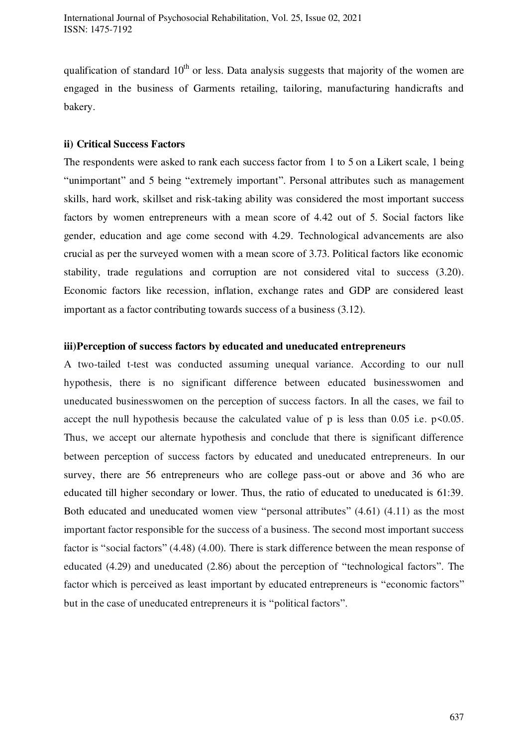qualification of standard $10^{th}$ or less. Data analysis suggests that majority of the women are engaged in the business of Garments retailing, tailoring, manufacturing handicrafts and bakery.

### ii) Critical Success Factors

The respondents were asked to rank each success factor from 1 to 5 on a Likert scale, 1 being "unimportant" and 5 being "extremely important". Personal attributes such as management skills, hard work, skillset and risk-taking ability was considered the most important success factors by women entrepreneurs with a mean score of 4.42 out of 5. Social factors like gender, education and age come second with 4.29. Technological advancements are also crucial as per the surveyed women with a mean score of 3.73. Political factors like economic stability, trade regulations and corruption are not considered vital to success (3.20). Economic factors like recession, inflation, exchange rates and GDP are considered least important as a factor contributing towards success of a business (3.12).

### iii)Perception of success factors by educated and uneducated entrepreneurs

A two-tailed t-test was conducted assuming unequal variance. According to our null hypothesis, there is no significant difference between educated businesswomen and uneducated businesswomen on the perception of success factors. In all the cases, we fail to accept the null hypothesis because the calculated value of p is less than 0.05 i.e. $p<0.05$. Thus, we accept our alternate hypothesis and conclude that there is significant difference between perception of success factors by educated and uneducated entrepreneurs. In our survey, there are 56 entrepreneurs who are college pass-out or above and 36 who are educated till higher secondary or lower. Thus, the ratio of educated to uneducated is 61:39. Both educated and uneducated women view "personal attributes" (4.61) (4.11) as the most important factor responsible for the success of a business. The second most important success factor is "social factors" (4.48) (4.00). There is stark difference between the mean response of educated (4.29) and uneducated (2.86) about the perception of "technological factors". The factor which is perceived as least important by educated entrepreneurs is "economic factors" but in the case of uneducated entrepreneurs it is "political factors".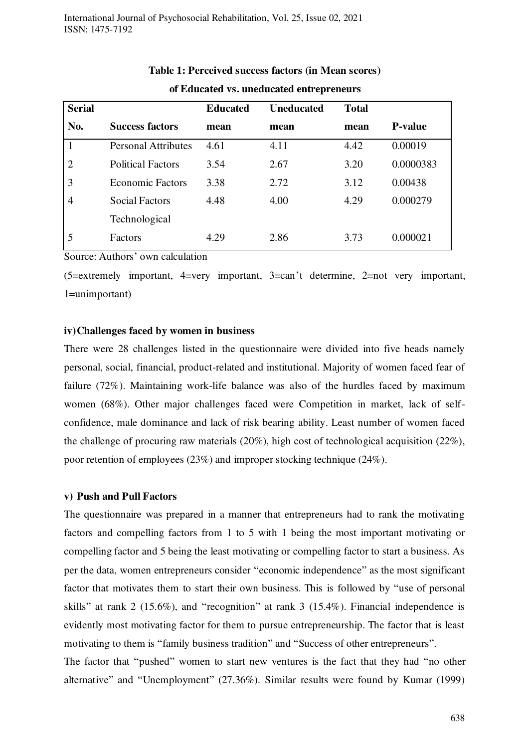**Table 1: Perceived success factors (in Mean scores) of Educated vs. uneducated entrepreneurs**

| Serial No. | Success factors | Educated mean | Uneducated mean | Total mean | P-value |
|---|---|---|---|---|---|
| 1 | Personal Attributes | 4.61 | 4.11 | 4.42 | 0.00019 |
| 2 | Political Factors | 3.54 | 2.67 | 3.20 | 0.0000383 |
| 3 | Economic Factors | 3.38 | 2.72 | 3.12 | 0.00438 |
| 4 | Social Factors | 4.48 | 4.00 | 4.29 | 0.000279 |
| 5 | Technological Factors | 4.29 | 2.86 | 3.73 | 0.000021 |

Source: Authors' own calculation

(5=extremely important, 4=very important, 3=can't determine, 2=not very important, 1=unimportant)

#### iv) Challenges faced by women in business

There were 28 challenges listed in the questionnaire were divided into five heads namely personal, social, financial, product-related and institutional. Majority of women faced fear of failure (72%). Maintaining work-life balance was also of the hurdles faced by maximum women (68%). Other major challenges faced were Competition in market, lack of self-confidence, male dominance and lack of risk bearing ability. Least number of women faced the challenge of procuring raw materials (20%), high cost of technological acquisition (22%), poor retention of employees (23%) and improper stocking technique (24%).

#### v) Push and Pull Factors

The questionnaire was prepared in a manner that entrepreneurs had to rank the motivating factors and compelling factors from 1 to 5 with 1 being the most important motivating or compelling factor and 5 being the least motivating or compelling factor to start a business. As per the data, women entrepreneurs consider "economic independence" as the most significant factor that motivates them to start their own business. This is followed by "use of personal skills" at rank 2 (15.6%), and "recognition" at rank 3 (15.4%). Financial independence is evidently most motivating factor for them to pursue entrepreneurship. The factor that is least motivating to them is "family business tradition" and "Success of other entrepreneurs".

The factor that "pushed" women to start new ventures is the fact that they had "no other alternative" and "Unemployment" (27.36%). Similar results were found by Kumar (1999)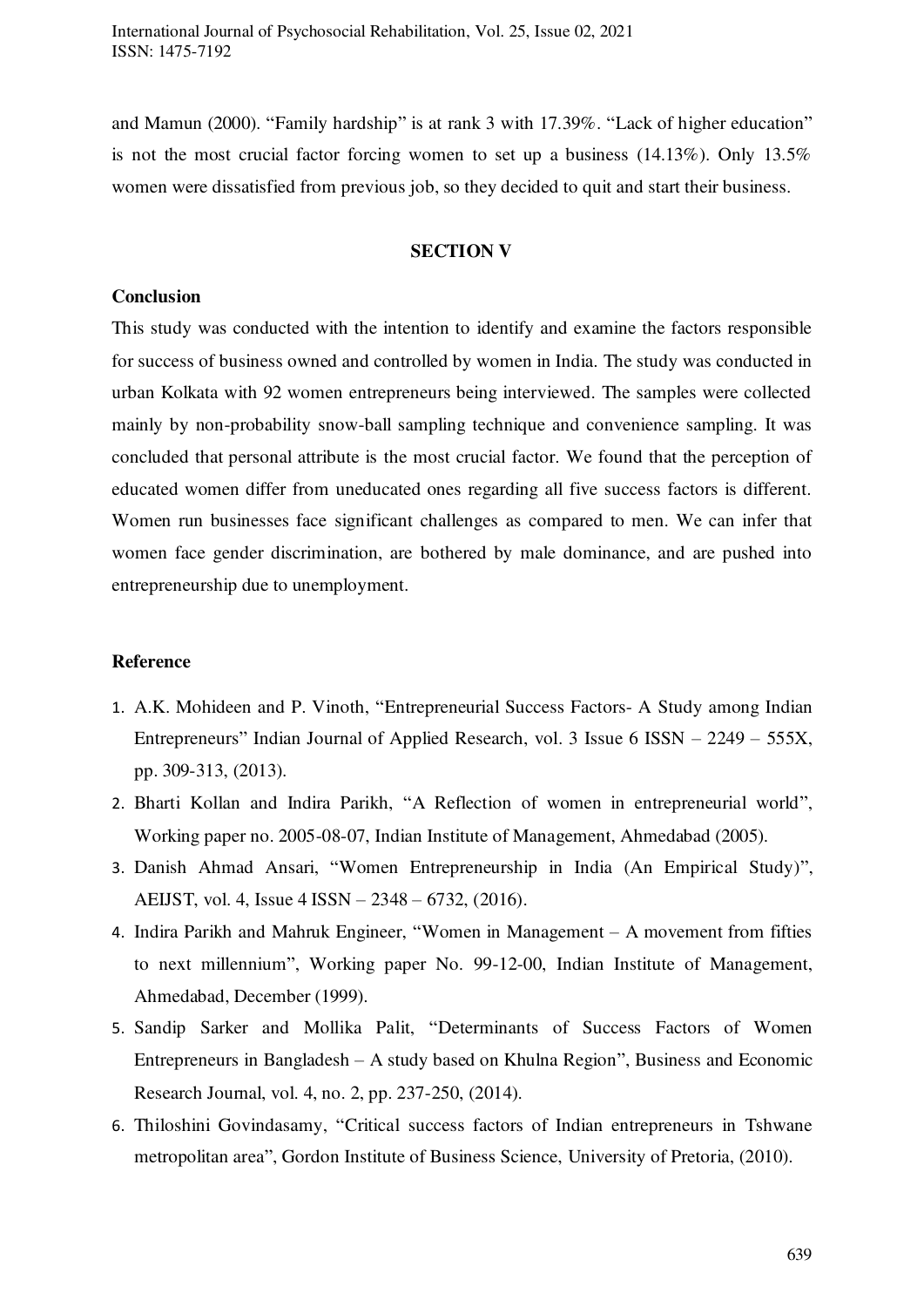and Mamun (2000). “Family hardship” is at rank 3 with 17.39%. “Lack of higher education” is not the most crucial factor forcing women to set up a business (14.13%). Only 13.5% women were dissatisfied from previous job, so they decided to quit and start their business.

## SECTION V

### Conclusion

This study was conducted with the intention to identify and examine the factors responsible for success of business owned and controlled by women in India. The study was conducted in urban Kolkata with 92 women entrepreneurs being interviewed. The samples were collected mainly by non-probability snow-ball sampling technique and convenience sampling. It was concluded that personal attribute is the most crucial factor. We found that the perception of educated women differ from uneducated ones regarding all five success factors is different. Women run businesses face significant challenges as compared to men. We can infer that women face gender discrimination, are bothered by male dominance, and are pushed into entrepreneurship due to unemployment.

### Reference

1. A.K. Mohideen and P. Vinoth, “Entrepreneurial Success Factors- A Study among Indian Entrepreneurs” Indian Journal of Applied Research, vol. 3 Issue 6 ISSN – 2249 – 555X, pp. 309-313, (2013).
2. Bharti Kollan and Indira Parikh, “A Reflection of women in entrepreneurial world”, Working paper no. 2005-08-07, Indian Institute of Management, Ahmedabad (2005).
3. Danish Ahmad Ansari, “Women Entrepreneurship in India (An Empirical Study)”, AEIJST, vol. 4, Issue 4 ISSN – 2348 – 6732, (2016).
4. Indira Parikh and Mahruk Engineer, “Women in Management – A movement from fifties to next millennium”, Working paper No. 99-12-00, Indian Institute of Management, Ahmedabad, December (1999).
5. Sandip Sarker and Mollika Palit, “Determinants of Success Factors of Women Entrepreneurs in Bangladesh – A study based on Khulna Region”, Business and Economic Research Journal, vol. 4, no. 2, pp. 237-250, (2014).
6. Thiloshini Govindasamy, “Critical success factors of Indian entrepreneurs in Tshwane metropolitan area”, Gordon Institute of Business Science, University of Pretoria, (2010).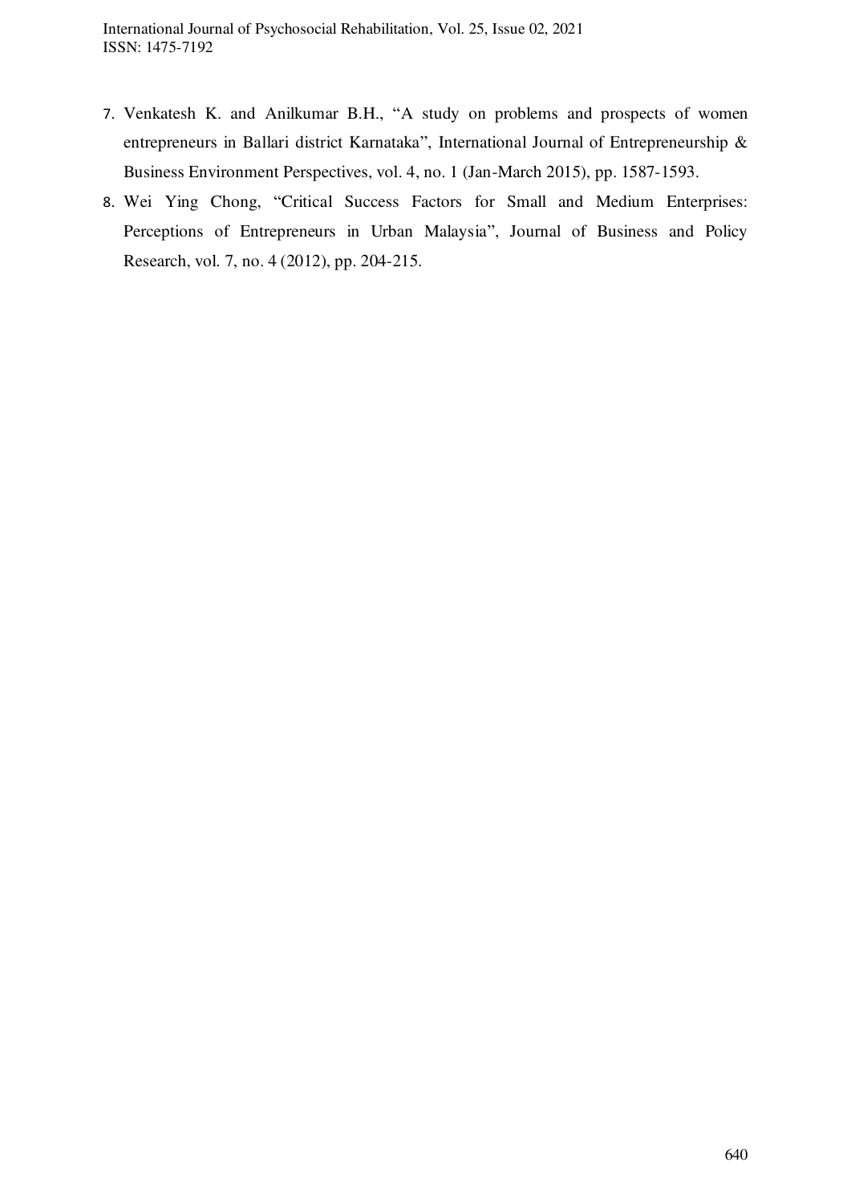7. Venkatesh K. and Anilkumar B.H., "A study on problems and prospects of women entrepreneurs in Ballari district Karnataka", International Journal of Entrepreneurship & Business Environment Perspectives, vol. 4, no. 1 (Jan-March 2015), pp. 1587-1593.
8. Wei Ying Chong, "Critical Success Factors for Small and Medium Enterprises: Perceptions of Entrepreneurs in Urban Malaysia", Journal of Business and Policy Research, vol. 7, no. 4 (2012), pp. 204-215.